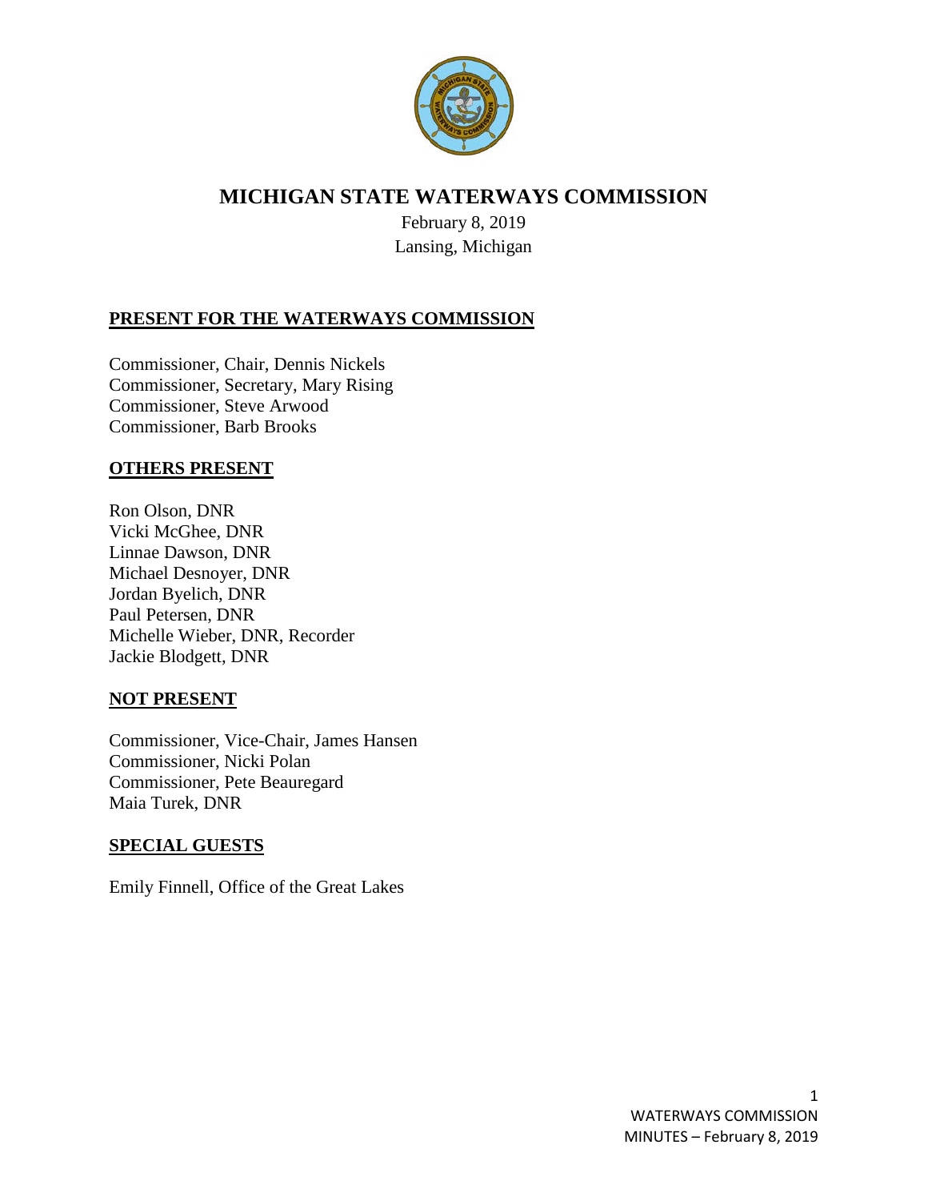# MICHIGAN STATE WATERWAYS COMMISSION

February 8, 2019
Lansing, Michigan

## PRESENT FOR THE WATERWAYS COMMISSION

Commissioner, Chair, Dennis Nickels
Commissioner, Secretary, Mary Rising
Commissioner, Steve Arwood
Commissioner, Barb Brooks

## OTHERS PRESENT

Ron Olson, DNR
Vicki McGhee, DNR
Linnae Dawson, DNR
Michael Desnoyer, DNR
Jordan Byelich, DNR
Paul Petersen, DNR
Michelle Wieber, DNR, Recorder
Jackie Blodgett, DNR

## NOT PRESENT

Commissioner, Vice-Chair, James Hansen
Commissioner, Nicki Polan
Commissioner, Pete Beauregard
Maia Turek, DNR

## SPECIAL GUESTS

Emily Finnell, Office of the Great Lakes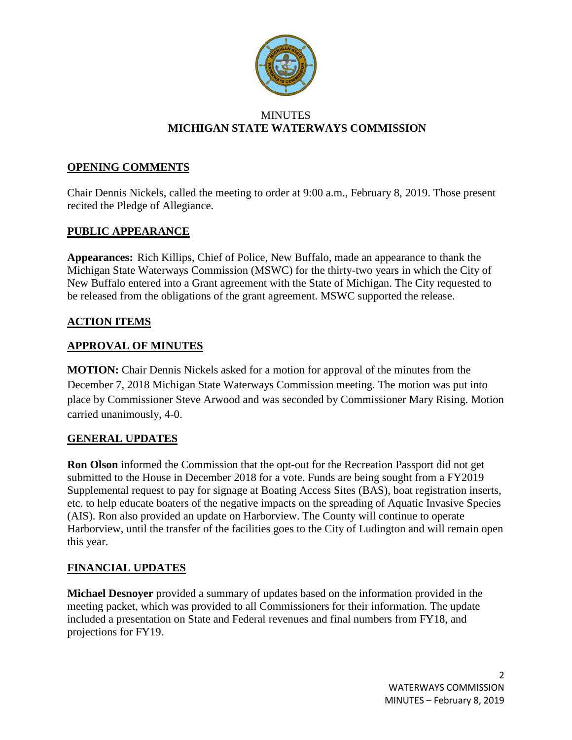MINUTES
**MICHIGAN STATE WATERWAYS COMMISSION**

## OPENING COMMENTS

Chair Dennis Nickels, called the meeting to order at 9:00 a.m., February 8, 2019. Those present recited the Pledge of Allegiance.

## PUBLIC APPEARANCE

**Appearances:** Rich Killips, Chief of Police, New Buffalo, made an appearance to thank the Michigan State Waterways Commission (MSWC) for the thirty-two years in which the City of New Buffalo entered into a Grant agreement with the State of Michigan. The City requested to be released from the obligations of the grant agreement. MSWC supported the release.

## ACTION ITEMS

## APPROVAL OF MINUTES

**MOTION:** Chair Dennis Nickels asked for a motion for approval of the minutes from the December 7, 2018 Michigan State Waterways Commission meeting. The motion was put into place by Commissioner Steve Arwood and was seconded by Commissioner Mary Rising. Motion carried unanimously, 4-0.

## GENERAL UPDATES

**Ron Olson** informed the Commission that the opt-out for the Recreation Passport did not get submitted to the House in December 2018 for a vote. Funds are being sought from a FY2019 Supplemental request to pay for signage at Boating Access Sites (BAS), boat registration inserts, etc. to help educate boaters of the negative impacts on the spreading of Aquatic Invasive Species (AIS). Ron also provided an update on Harborview. The County will continue to operate Harborview, until the transfer of the facilities goes to the City of Ludington and will remain open this year.

## FINANCIAL UPDATES

**Michael Desnoyer** provided a summary of updates based on the information provided in the meeting packet, which was provided to all Commissioners for their information. The update included a presentation on State and Federal revenues and final numbers from FY18, and projections for FY19.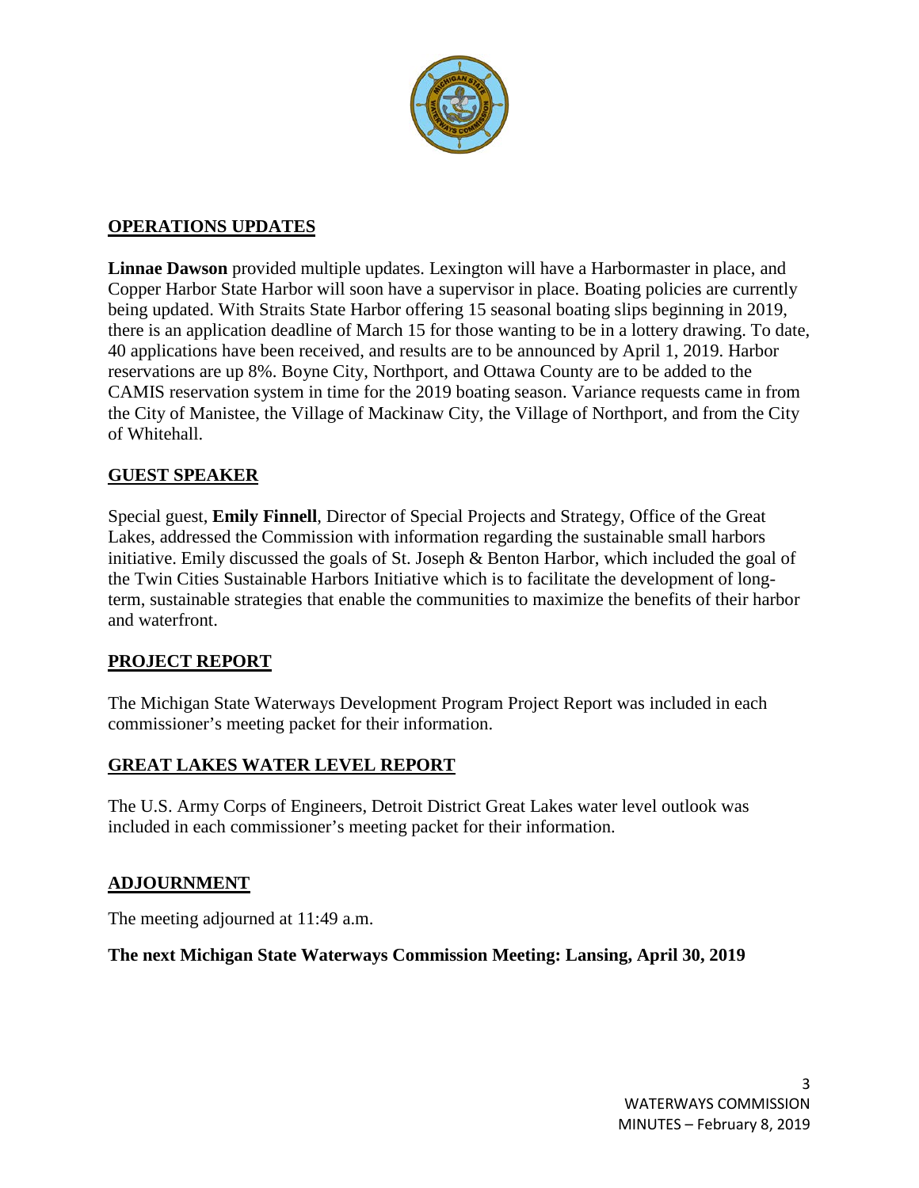## OPERATIONS UPDATES

**Linnae Dawson** provided multiple updates. Lexington will have a Harbormaster in place, and Copper Harbor State Harbor will soon have a supervisor in place. Boating policies are currently being updated. With Straits State Harbor offering 15 seasonal boating slips beginning in 2019, there is an application deadline of March 15 for those wanting to be in a lottery drawing. To date, 40 applications have been received, and results are to be announced by April 1, 2019. Harbor reservations are up 8%. Boyne City, Northport, and Ottawa County are to be added to the CAMIS reservation system in time for the 2019 boating season. Variance requests came in from the City of Manistee, the Village of Mackinaw City, the Village of Northport, and from the City of Whitehall.

## GUEST SPEAKER

Special guest, **Emily Finnell**, Director of Special Projects and Strategy, Office of the Great Lakes, addressed the Commission with information regarding the sustainable small harbors initiative. Emily discussed the goals of St. Joseph & Benton Harbor, which included the goal of the Twin Cities Sustainable Harbors Initiative which is to facilitate the development of long-term, sustainable strategies that enable the communities to maximize the benefits of their harbor and waterfront.

## PROJECT REPORT

The Michigan State Waterways Development Program Project Report was included in each commissioner's meeting packet for their information.

## GREAT LAKES WATER LEVEL REPORT

The U.S. Army Corps of Engineers, Detroit District Great Lakes water level outlook was included in each commissioner's meeting packet for their information.

## ADJOURNMENT

The meeting adjourned at 11:49 a.m.

**The next Michigan State Waterways Commission Meeting: Lansing, April 30, 2019**